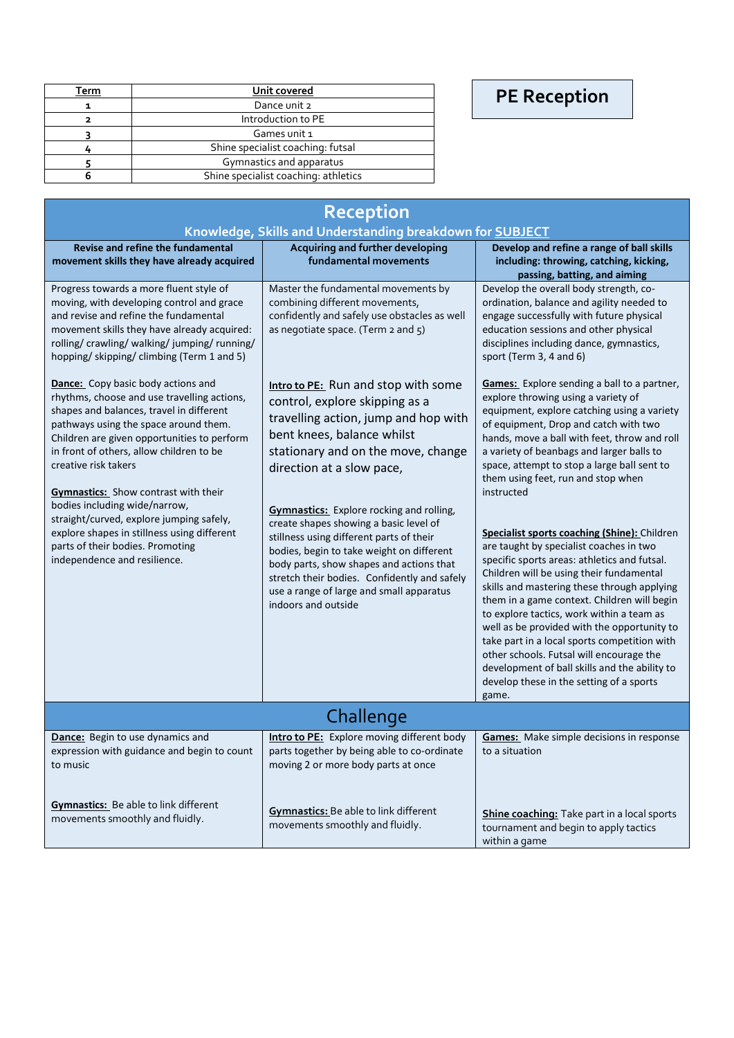# PE Reception

| Term | Unit covered |
|---|---|
| 1 | Dance unit 2 |
| 2 | Introduction to PE |
| 3 | Games unit 1 |
| 4 | Shine specialist coaching: futsal |
| 5 | Gymnastics and apparatus |
| 6 | Shine specialist coaching: athletics |

## Reception

### Knowledge, Skills and Understanding breakdown for SUBJECT

| Revise and refine the fundamental movement skills they have already acquired | Acquiring and further developing fundamental movements | Develop and refine a range of ball skills including: throwing, catching, kicking, passing, batting, and aiming |
|---|---|---|
| Progress towards a more fluent style of moving, with developing control and grace and revise and refine the fundamental movement skills they have already acquired: rolling/ crawling/ walking/ jumping/ running/ hopping/ skipping/ climbing (Term 1 and 5) | Master the fundamental movements by combining different movements, confidently and safely use obstacles as well as negotiate space. (Term 2 and 5) | Develop the overall body strength, co-ordination, balance and agility needed to engage successfully with future physical education sessions and other physical disciplines including dance, gymnastics, sport (Term 3, 4 and 6) |
| **Dance:** Copy basic body actions and rhythms, choose and use travelling actions, shapes and balances, travel in different pathways using the space around them. Children are given opportunities to perform in front of others, allow children to be creative risk takers<br><br>**Gymnastics:** Show contrast with their bodies including wide/narrow, straight/curved, explore jumping safely, explore shapes in stillness using different parts of their bodies. Promoting independence and resilience. | **Intro to PE:** Run and stop with some control, explore skipping as a travelling action, jump and hop with bent knees, balance whilst stationary and on the move, change direction at a slow pace,<br><br>**Gymnastics:** Explore rocking and rolling, create shapes showing a basic level of stillness using different parts of their bodies, begin to take weight on different body parts, show shapes and actions that stretch their bodies. Confidently and safely use a range of large and small apparatus indoors and outside | **Games:** Explore sending a ball to a partner, explore throwing using a variety of equipment, explore catching using a variety of equipment, Drop and catch with two hands, move a ball with feet, throw and roll a variety of beanbags and larger balls to space, attempt to stop a large ball sent to them using feet, run and stop when instructed<br><br>**Specialist sports coaching (Shine):** Children are taught by specialist coaches in two specific sports areas: athletics and futsal. Children will be using their fundamental skills and mastering these through applying them in a game context. Children will begin to explore tactics, work within a team as well as be provided with the opportunity to take part in a local sports competition with other schools. Futsal will encourage the development of ball skills and the ability to develop these in the setting of a sports game. |

### Challenge

| | | |
|---|---|---|
| **Dance:** Begin to use dynamics and expression with guidance and begin to count to music<br><br>**Gymnastics:** Be able to link different movements smoothly and fluidly. | **Intro to PE:** Explore moving different body parts together by being able to co-ordinate moving 2 or more body parts at once<br><br>**Gymnastics:** Be able to link different movements smoothly and fluidly. | **Games:** Make simple decisions in response to a situation<br><br>**Shine coaching:** Take part in a local sports tournament and begin to apply tactics within a game |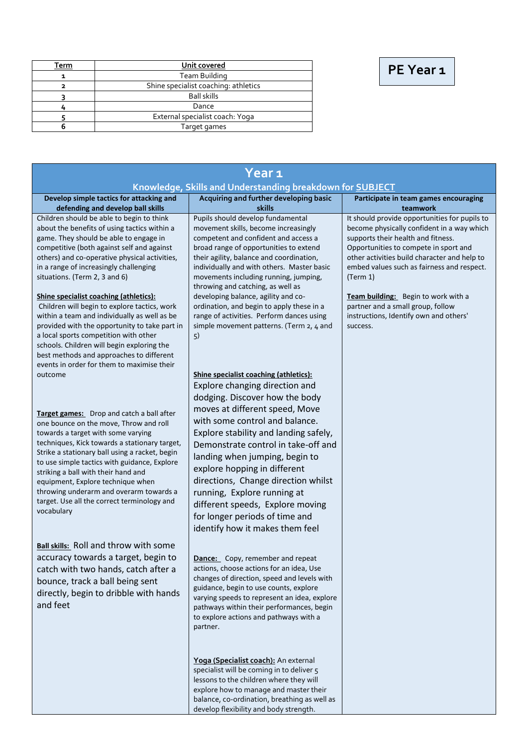# PE Year 1

| Term | Unit covered |
| --- | --- |
| 1 | Team Building |
| 2 | Shine specialist coaching: athletics |
| 3 | Ball skills |
| 4 | Dance |
| 5 | External specialist coach: Yoga |
| 6 | Target games |

## Year 1

### Knowledge, Skills and Understanding breakdown for SUBJECT

| Develop simple tactics for attacking and defending and develop ball skills | Acquiring and further developing basic skills | Participate in team games encouraging teamwork |
| --- | --- | --- |
| Children should be able to begin to think about the benefits of using tactics within a game. They should be able to engage in competitive (both against self and against others) and co-operative physical activities, in a range of increasingly challenging situations. (Term 2, 3 and 6)<br><br>**Shine specialist coaching (athletics):** Children will begin to explore tactics, work within a team and individually as well as be provided with the opportunity to take part in a local sports competition with other schools. Children will begin exploring the best methods and approaches to different events in order for them to maximise their outcome<br><br>**Target games:** Drop and catch a ball after one bounce on the move, Throw and roll towards a target with some varying techniques, Kick towards a stationary target, Strike a stationary ball using a racket, begin to use simple tactics with guidance, Explore striking a ball with their hand and equipment, Explore technique when throwing underarm and overarm towards a target. Use all the correct terminology and vocabulary<br><br>**Ball skills:** Roll and throw with some accuracy towards a target, begin to catch with two hands, catch after a bounce, track a ball being sent directly, begin to dribble with hands and feet | Pupils should develop fundamental movement skills, become increasingly competent and confident and access a broad range of opportunities to extend their agility, balance and coordination, individually and with others. Master basic movements including running, jumping, throwing and catching, as well as developing balance, agility and co-ordination, and begin to apply these in a range of activities. Perform dances using simple movement patterns. (Term 2, 4 and 5)<br><br>**Shine specialist coaching (athletics):** Explore changing direction and dodging. Discover how the body moves at different speed, Move with some control and balance. Explore stability and landing safely, Demonstrate control in take-off and landing when jumping, begin to explore hopping in different directions, Change direction whilst running, Explore running at different speeds, Explore moving for longer periods of time and identify how it makes them feel<br><br>**Dance:** Copy, remember and repeat actions, choose actions for an idea, Use changes of direction, speed and levels with guidance, begin to use counts, explore varying speeds to represent an idea, explore pathways within their performances, begin to explore actions and pathways with a partner.<br><br>**Yoga (Specialist coach):** An external specialist will be coming in to deliver 5 lessons to the children where they will explore how to manage and master their balance, co-ordination, breathing as well as develop flexibility and body strength. | It should provide opportunities for pupils to become physically confident in a way which supports their health and fitness. Opportunities to compete in sport and other activities build character and help to embed values such as fairness and respect. (Term 1)<br><br>**Team building:** Begin to work with a partner and a small group, follow instructions, Identify own and others' success. |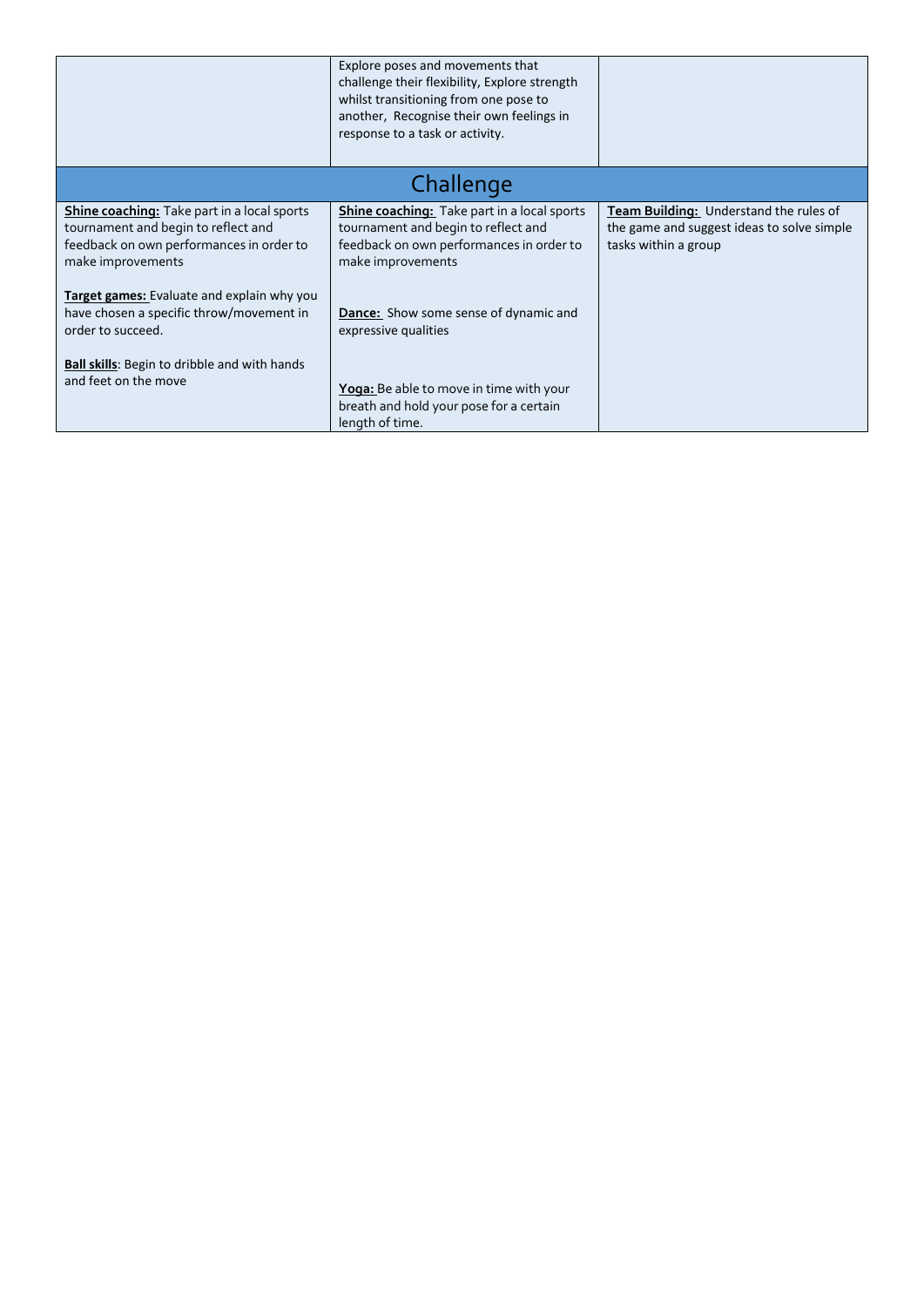| | | |
|---|---|---|
| | Explore poses and movements that challenge their flexibility, Explore strength whilst transitioning from one pose to another, Recognise their own feelings in response to a task or activity. | |
| **Challenge** | | |
| **Shine coaching:** Take part in a local sports tournament and begin to reflect and feedback on own performances in order to make improvements<br><br>**Target games:** Evaluate and explain why you have chosen a specific throw/movement in order to succeed.<br><br>**Ball skills**: Begin to dribble and with hands and feet on the move | **Shine coaching:** Take part in a local sports tournament and begin to reflect and feedback on own performances in order to make improvements<br><br>**Dance:** Show some sense of dynamic and expressive qualities<br><br>**Yoga:** Be able to move in time with your breath and hold your pose for a certain length of time. | **Team Building:** Understand the rules of the game and suggest ideas to solve simple tasks within a group |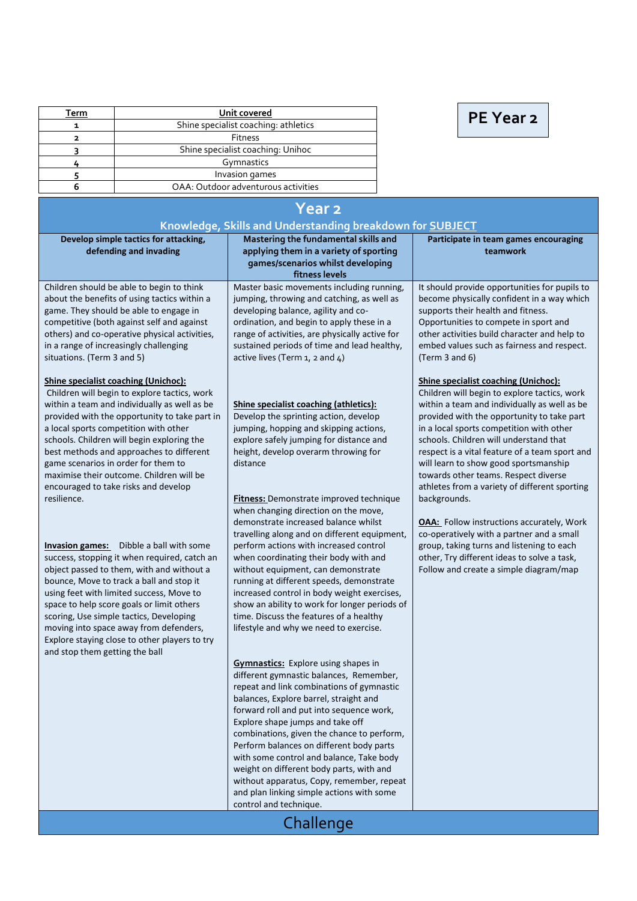# PE Year 2

| Term | Unit covered |
|---|---|
| 1 | Shine specialist coaching: athletics |
| 2 | Fitness |
| 3 | Shine specialist coaching: Unihoc |
| 4 | Gymnastics |
| 5 | Invasion games |
| 6 | OAA: Outdoor adventurous activities |

## Year 2

### Knowledge, Skills and Understanding breakdown for SUBJECT

| Develop simple tactics for attacking, defending and invading | Mastering the fundamental skills and applying them in a variety of sporting games/scenarios whilst developing fitness levels | Participate in team games encouraging teamwork |
|---|---|---|
| Children should be able to begin to think about the benefits of using tactics within a game. They should be able to engage in competitive (both against self and against others) and co-operative physical activities, in a range of increasingly challenging situations. (Term 3 and 5)<br><br>**Shine specialist coaching (Unichoc):** Children will begin to explore tactics, work within a team and individually as well as be provided with the opportunity to take part in a local sports competition with other schools. Children will begin exploring the best methods and approaches to different game scenarios in order for them to maximise their outcome. Children will be encouraged to take risks and develop resilience.<br><br>**Invasion games:** Dibble a ball with some success, stopping it when required, catch an object passed to them, with and without a bounce, Move to track a ball and stop it using feet with limited success, Move to space to help score goals or limit others scoring, Use simple tactics, Developing moving into space away from defenders, Explore staying close to other players to try and stop them getting the ball | Master basic movements including running, jumping, throwing and catching, as well as developing balance, agility and co-ordination, and begin to apply these in a range of activities, are physically active for sustained periods of time and lead healthy, active lives (Term 1, 2 and 4)<br><br>**Shine specialist coaching (athletics):** Develop the sprinting action, develop jumping, hopping and skipping actions, explore safely jumping for distance and height, develop overarm throwing for distance<br><br>**Fitness:** Demonstrate improved technique when changing direction on the move, demonstrate increased balance whilst travelling along and on different equipment, perform actions with increased control when coordinating their body with and without equipment, can demonstrate running at different speeds, demonstrate increased control in body weight exercises, show an ability to work for longer periods of time. Discuss the features of a healthy lifestyle and why we need to exercise.<br><br>**Gymnastics:** Explore using shapes in different gymnastic balances, Remember, repeat and link combinations of gymnastic balances, Explore barrel, straight and forward roll and put into sequence work, Explore shape jumps and take off combinations, given the chance to perform, Perform balances on different body parts with some control and balance, Take body weight on different body parts, with and without apparatus, Copy, remember, repeat and plan linking simple actions with some control and technique. | It should provide opportunities for pupils to become physically confident in a way which supports their health and fitness. Opportunities to compete in sport and other activities build character and help to embed values such as fairness and respect. (Term 3 and 6)<br><br>**Shine specialist coaching (Unichoc):** Children will begin to explore tactics, work within a team and individually as well as be provided with the opportunity to take part in a local sports competition with other schools. Children will understand that respect is a vital feature of a team sport and will learn to show good sportsmanship towards other teams. Respect diverse athletes from a variety of different sporting backgrounds.<br><br>**OAA:** Follow instructions accurately, Work co-operatively with a partner and a small group, taking turns and listening to each other, Try different ideas to solve a task, Follow and create a simple diagram/map |

## Challenge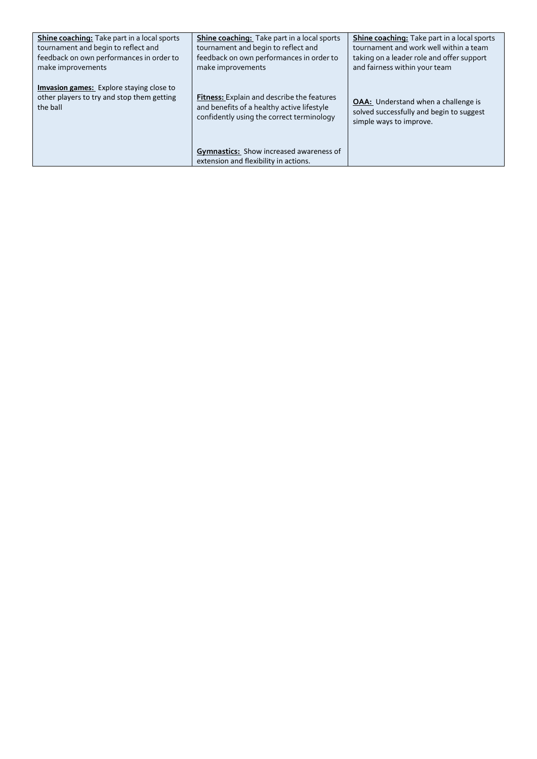| | | |
|---|---|---|
| **Shine coaching:** Take part in a local sports tournament and begin to reflect and feedback on own performances in order to make improvements<br><br>**Invasion games:** Explore staying close to other players to try and stop them getting the ball | **Shine coaching:** Take part in a local sports tournament and begin to reflect and feedback on own performances in order to make improvements<br><br>**Fitness:** Explain and describe the features and benefits of a healthy active lifestyle confidently using the correct terminology<br><br>**Gymnastics:** Show increased awareness of extension and flexibility in actions. | **Shine coaching:** Take part in a local sports tournament and work well within a team taking on a leader role and offer support and fairness within your team<br><br>**OAA:** Understand when a challenge is solved successfully and begin to suggest simple ways to improve. |